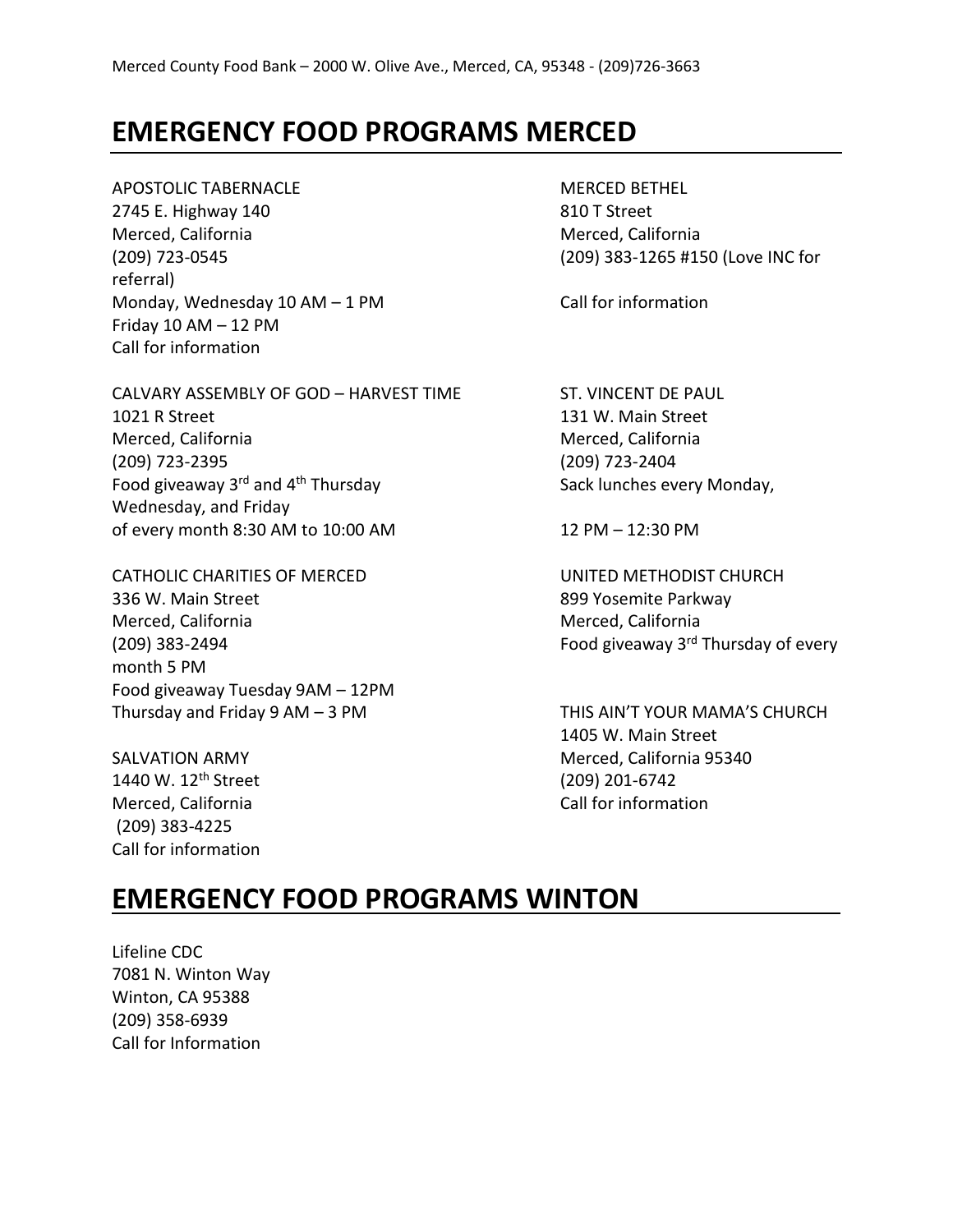# EMERGENCY FOOD PROGRAMS MERCED

APOSTOLIC TABERNACLE
2745 E. Highway 140
Merced, California
(209) 723-0545
Monday, Wednesday 10 AM – 1 PM
Friday 10 AM – 12 PM
Call for information

CALVARY ASSEMBLY OF GOD – HARVEST TIME
1021 R Street
Merced, California
(209) 723-2395
Food giveaway 3rd and 4th Thursday
of every month 8:30 AM to 10:00 AM

CATHOLIC CHARITIES OF MERCED
336 W. Main Street
Merced, California
(209) 383-2494
Food giveaway Tuesday 9AM – 12PM
Thursday and Friday 9 AM – 3 PM

SALVATION ARMY
1440 W. 12th Street
Merced, California
(209) 383-4225
Call for information

MERCED BETHEL
810 T Street
Merced, California
(209) 383-1265 #150 (Love INC for referral)
Call for information

ST. VINCENT DE PAUL
131 W. Main Street
Merced, California
(209) 723-2404
Sack lunches every Monday, Wednesday, and Friday
12 PM – 12:30 PM

UNITED METHODIST CHURCH
899 Yosemite Parkway
Merced, California
Food giveaway 3rd Thursday of every month 5 PM

THIS AIN'T YOUR MAMA'S CHURCH
1405 W. Main Street
Merced, California 95340
(209) 201-6742
Call for information

# EMERGENCY FOOD PROGRAMS WINTON

Lifeline CDC
7081 N. Winton Way
Winton, CA 95388
(209) 358-6939
Call for Information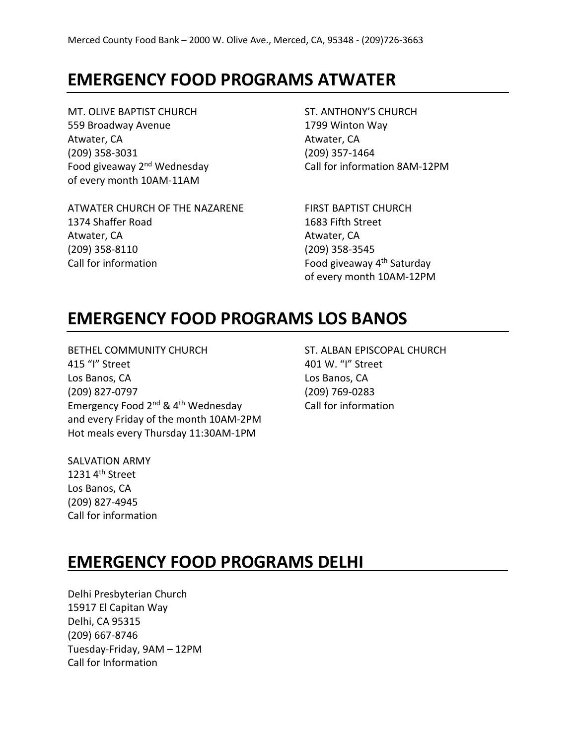## EMERGENCY FOOD PROGRAMS ATWATER

MT. OLIVE BAPTIST CHURCH
559 Broadway Avenue
Atwater, CA
(209) 358-3031
Food giveaway 2nd Wednesday of every month 10AM-11AM

ST. ANTHONY'S CHURCH
1799 Winton Way
Atwater, CA
(209) 357-1464
Call for information 8AM-12PM

ATWATER CHURCH OF THE NAZARENE
1374 Shaffer Road
Atwater, CA
(209) 358-8110
Call for information

FIRST BAPTIST CHURCH
1683 Fifth Street
Atwater, CA
(209) 358-3545
Food giveaway 4th Saturday of every month 10AM-12PM

## EMERGENCY FOOD PROGRAMS LOS BANOS

BETHEL COMMUNITY CHURCH
415 "I" Street
Los Banos, CA
(209) 827-0797
Emergency Food 2nd & 4th Wednesday and every Friday of the month 10AM-2PM
Hot meals every Thursday 11:30AM-1PM

ST. ALBAN EPISCOPAL CHURCH
401 W. "I" Street
Los Banos, CA
(209) 769-0283
Call for information

SALVATION ARMY
1231 4th Street
Los Banos, CA
(209) 827-4945
Call for information

## EMERGENCY FOOD PROGRAMS DELHI

Delhi Presbyterian Church
15917 El Capitan Way
Delhi, CA 95315
(209) 667-8746
Tuesday-Friday, 9AM – 12PM
Call for Information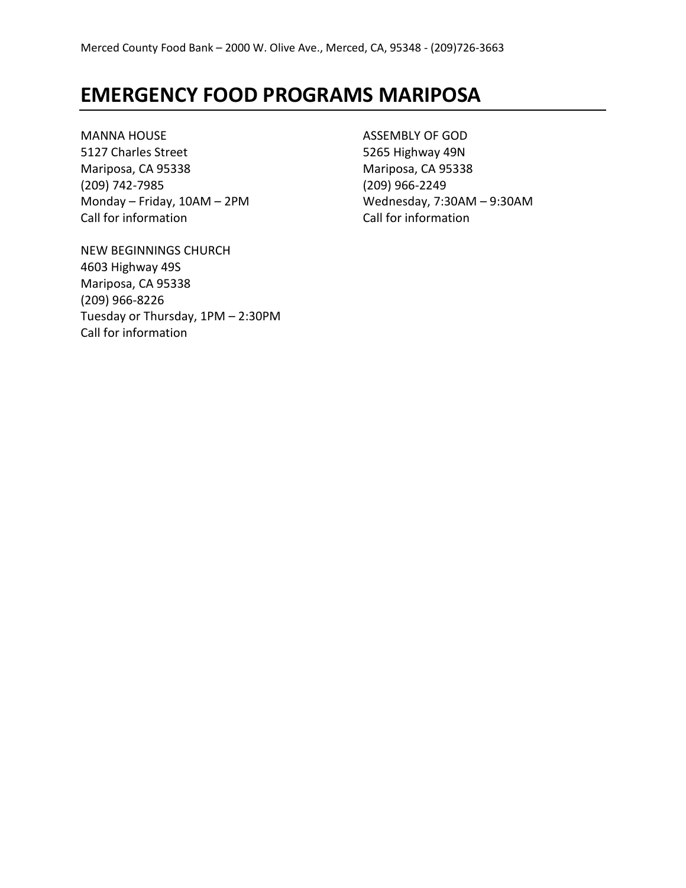# EMERGENCY FOOD PROGRAMS MARIPOSA

MANNA HOUSE
5127 Charles Street
Mariposa, CA 95338
(209) 742-7985
Monday – Friday, 10AM – 2PM
Call for information

NEW BEGINNINGS CHURCH
4603 Highway 49S
Mariposa, CA 95338
(209) 966-8226
Tuesday or Thursday, 1PM – 2:30PM
Call for information

ASSEMBLY OF GOD
5265 Highway 49N
Mariposa, CA 95338
(209) 966-2249
Wednesday, 7:30AM – 9:30AM
Call for information